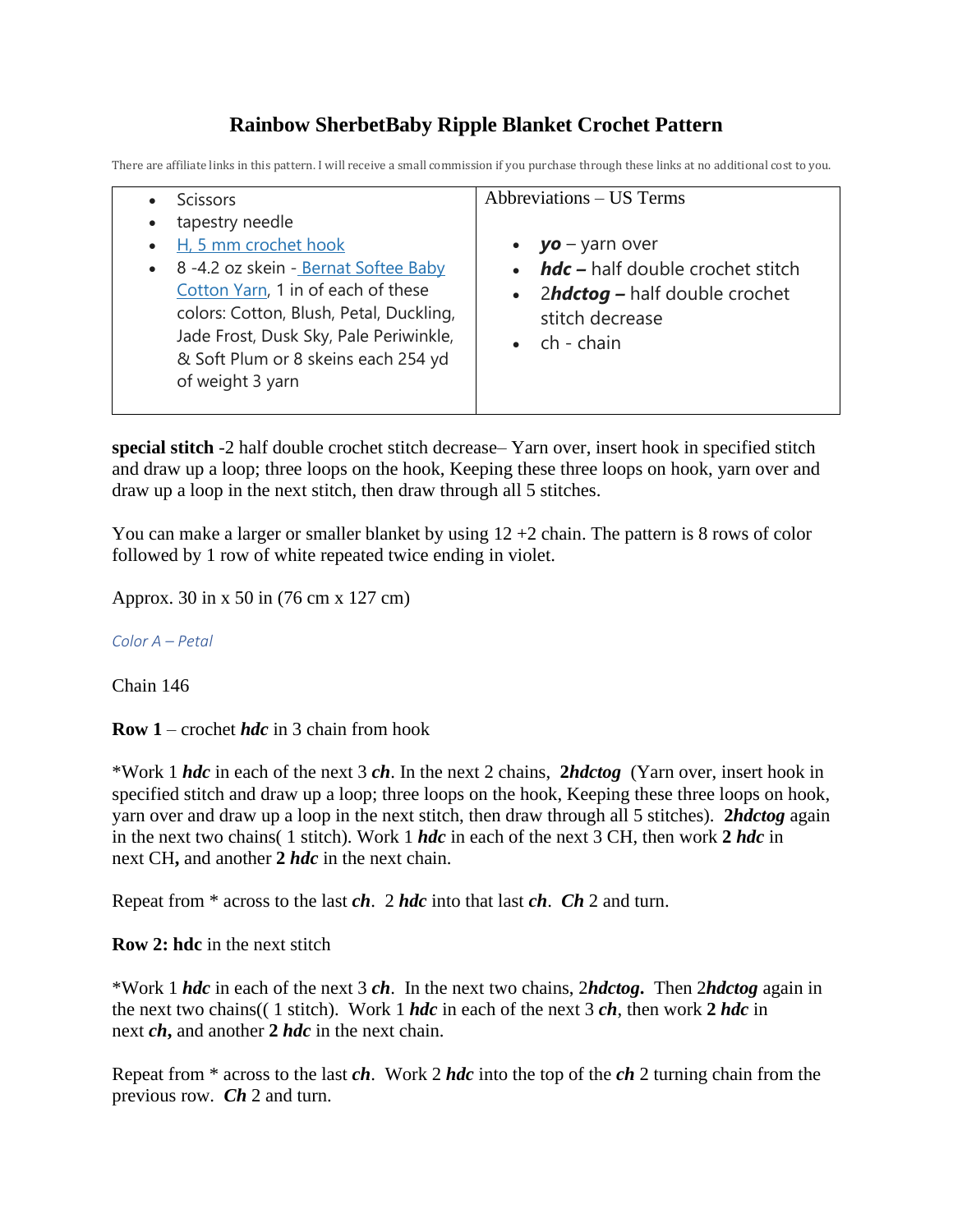# Rainbow SherbetBaby Ripple Blanket Crochet Pattern

There are affiliate links in this pattern. I will receive a small commission if you purchase through these links at no additional cost to you.

| | Abbreviations – US Terms |
|---|---|
| • Scissors<br>• tapestry needle<br>• H, 5 mm crochet hook<br>• 8 -4.2 oz skein - Bernat Softee Baby Cotton Yarn, 1 in of each of these colors: Cotton, Blush, Petal, Duckling, Jade Frost, Dusk Sky, Pale Periwinkle, & Soft Plum or 8 skeins each 254 yd of weight 3 yarn | • ***yo*** – yarn over<br>• ***hdc –*** half double crochet stitch<br>• 2***hdctog –*** half double crochet stitch decrease<br>• ch - chain |

**special stitch** -2 half double crochet stitch decrease– Yarn over, insert hook in specified stitch and draw up a loop; three loops on the hook, Keeping these three loops on hook, yarn over and draw up a loop in the next stitch, then draw through all 5 stitches.

You can make a larger or smaller blanket by using 12 +2 chain. The pattern is 8 rows of color followed by 1 row of white repeated twice ending in violet.

Approx. 30 in x 50 in (76 cm x 127 cm)

*Color A – Petal*

Chain 146

**Row 1** – crochet ***hdc*** in 3 chain from hook

*Work 1 ***hdc*** in each of the next 3 ***ch***. In the next 2 chains, **2*hdctog*** (Yarn over, insert hook in specified stitch and draw up a loop; three loops on the hook, Keeping these three loops on hook, yarn over and draw up a loop in the next stitch, then draw through all 5 stitches). **2*hdctog*** again in the next two chains( 1 stitch). Work 1 ***hdc*** in each of the next 3 CH, then work **2 *hdc*** in next CH**,** and another **2 *hdc*** in the next chain.

Repeat from * across to the last ***ch***. 2 ***hdc*** into that last ***ch***. ***Ch*** 2 and turn.

**Row 2: hdc** in the next stitch

*Work 1 ***hdc*** in each of the next 3 ***ch***. In the next two chains, 2***hdctog*.** Then 2***hdctog*** again in the next two chains(( 1 stitch). Work 1 ***hdc*** in each of the next 3 ***ch***, then work **2 *hdc*** in next ***ch*,** and another **2 *hdc*** in the next chain.

Repeat from * across to the last ***ch***. Work 2 ***hdc*** into the top of the ***ch*** 2 turning chain from the previous row. ***Ch*** 2 and turn.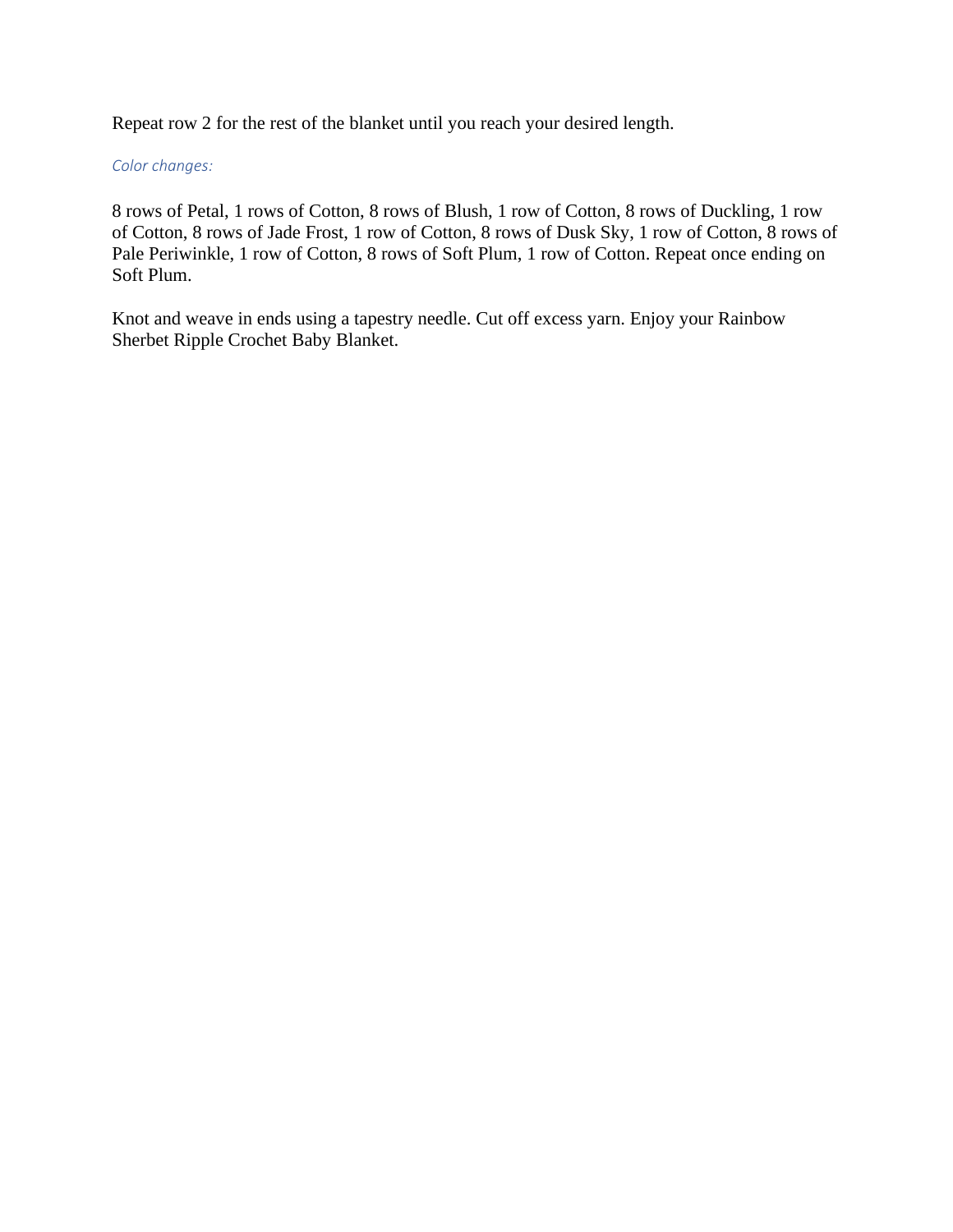Repeat row 2 for the rest of the blanket until you reach your desired length.

*Color changes:*

8 rows of Petal, 1 rows of Cotton, 8 rows of Blush, 1 row of Cotton, 8 rows of Duckling, 1 row of Cotton, 8 rows of Jade Frost, 1 row of Cotton, 8 rows of Dusk Sky, 1 row of Cotton, 8 rows of Pale Periwinkle, 1 row of Cotton, 8 rows of Soft Plum, 1 row of Cotton. Repeat once ending on Soft Plum.

Knot and weave in ends using a tapestry needle. Cut off excess yarn. Enjoy your Rainbow Sherbet Ripple Crochet Baby Blanket.